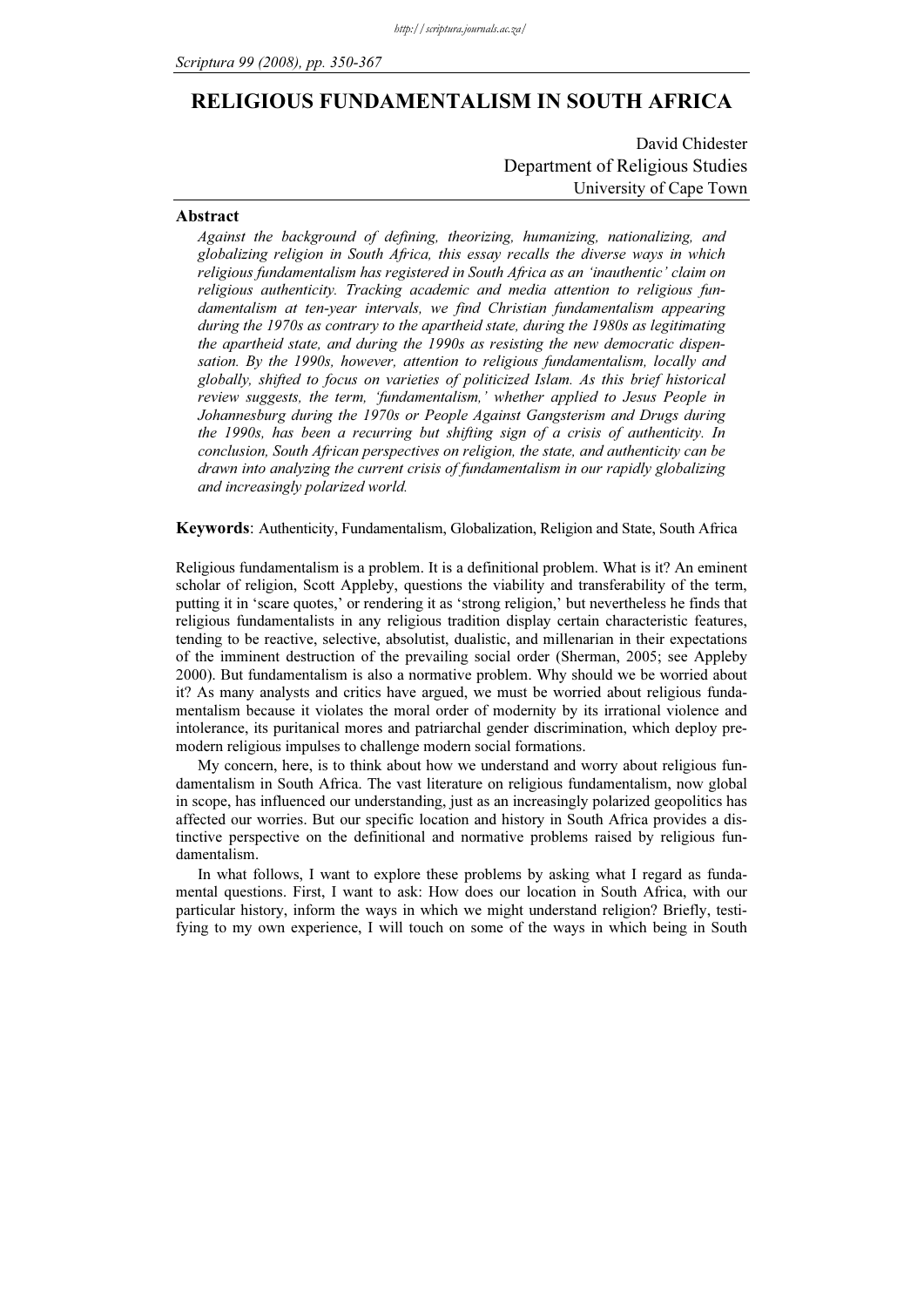# RELIGIOUS FUNDAMENTALISM IN SOUTH AFRICA

David Chidester
Department of Religious Studies
University of Cape Town

## Abstract

*Against the background of defining, theorizing, humanizing, nationalizing, and globalizing religion in South Africa, this essay recalls the diverse ways in which religious fundamentalism has registered in South Africa as an 'inauthentic' claim on religious authenticity. Tracking academic and media attention to religious fundamentalism at ten-year intervals, we find Christian fundamentalism appearing during the 1970s as contrary to the apartheid state, during the 1980s as legitimating the apartheid state, and during the 1990s as resisting the new democratic dispensation. By the 1990s, however, attention to religious fundamentalism, locally and globally, shifted to focus on varieties of politicized Islam. As this brief historical review suggests, the term, 'fundamentalism,' whether applied to Jesus People in Johannesburg during the 1970s or People Against Gangsterism and Drugs during the 1990s, has been a recurring but shifting sign of a crisis of authenticity. In conclusion, South African perspectives on religion, the state, and authenticity can be drawn into analyzing the current crisis of fundamentalism in our rapidly globalizing and increasingly polarized world.*

**Keywords**: Authenticity, Fundamentalism, Globalization, Religion and State, South Africa

Religious fundamentalism is a problem. It is a definitional problem. What is it? An eminent scholar of religion, Scott Appleby, questions the viability and transferability of the term, putting it in 'scare quotes,' or rendering it as 'strong religion,' but nevertheless he finds that religious fundamentalists in any religious tradition display certain characteristic features, tending to be reactive, selective, absolutist, dualistic, and millenarian in their expectations of the imminent destruction of the prevailing social order (Sherman, 2005; see Appleby 2000). But fundamentalism is also a normative problem. Why should we be worried about it? As many analysts and critics have argued, we must be worried about religious fundamentalism because it violates the moral order of modernity by its irrational violence and intolerance, its puritanical mores and patriarchal gender discrimination, which deploy premodern religious impulses to challenge modern social formations.

My concern, here, is to think about how we understand and worry about religious fundamentalism in South Africa. The vast literature on religious fundamentalism, now global in scope, has influenced our understanding, just as an increasingly polarized geopolitics has affected our worries. But our specific location and history in South Africa provides a distinctive perspective on the definitional and normative problems raised by religious fundamentalism.

In what follows, I want to explore these problems by asking what I regard as fundamental questions. First, I want to ask: How does our location in South Africa, with our particular history, inform the ways in which we might understand religion? Briefly, testifying to my own experience, I will touch on some of the ways in which being in South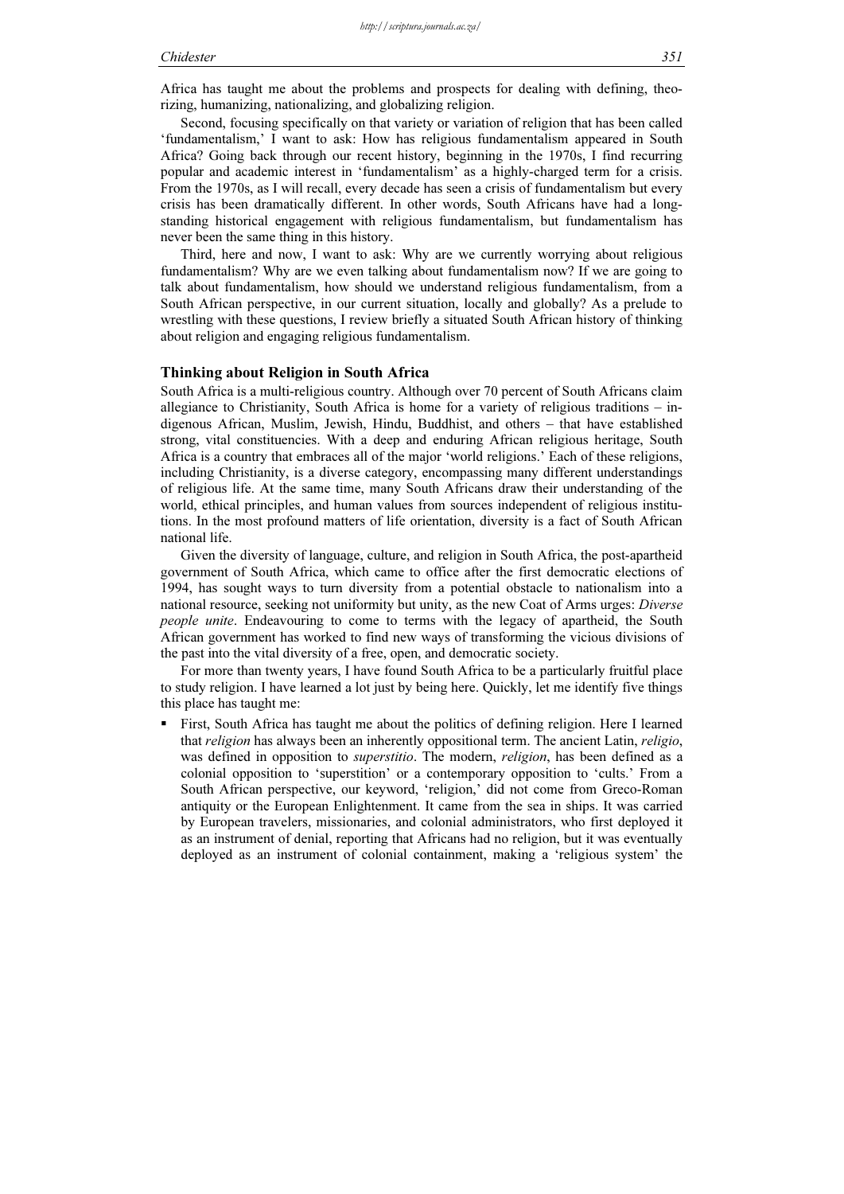Africa has taught me about the problems and prospects for dealing with defining, theorizing, humanizing, nationalizing, and globalizing religion.

Second, focusing specifically on that variety or variation of religion that has been called 'fundamentalism,' I want to ask: How has religious fundamentalism appeared in South Africa? Going back through our recent history, beginning in the 1970s, I find recurring popular and academic interest in 'fundamentalism' as a highly-charged term for a crisis. From the 1970s, as I will recall, every decade has seen a crisis of fundamentalism but every crisis has been dramatically different. In other words, South Africans have had a long-standing historical engagement with religious fundamentalism, but fundamentalism has never been the same thing in this history.

Third, here and now, I want to ask: Why are we currently worrying about religious fundamentalism? Why are we even talking about fundamentalism now? If we are going to talk about fundamentalism, how should we understand religious fundamentalism, from a South African perspective, in our current situation, locally and globally? As a prelude to wrestling with these questions, I review briefly a situated South African history of thinking about religion and engaging religious fundamentalism.

## Thinking about Religion in South Africa

South Africa is a multi-religious country. Although over 70 percent of South Africans claim allegiance to Christianity, South Africa is home for a variety of religious traditions – indigenous African, Muslim, Jewish, Hindu, Buddhist, and others – that have established strong, vital constituencies. With a deep and enduring African religious heritage, South Africa is a country that embraces all of the major 'world religions.' Each of these religions, including Christianity, is a diverse category, encompassing many different understandings of religious life. At the same time, many South Africans draw their understanding of the world, ethical principles, and human values from sources independent of religious institutions. In the most profound matters of life orientation, diversity is a fact of South African national life.

Given the diversity of language, culture, and religion in South Africa, the post-apartheid government of South Africa, which came to office after the first democratic elections of 1994, has sought ways to turn diversity from a potential obstacle to nationalism into a national resource, seeking not uniformity but unity, as the new Coat of Arms urges: *Diverse people unite*. Endeavouring to come to terms with the legacy of apartheid, the South African government has worked to find new ways of transforming the vicious divisions of the past into the vital diversity of a free, open, and democratic society.

For more than twenty years, I have found South Africa to be a particularly fruitful place to study religion. I have learned a lot just by being here. Quickly, let me identify five things this place has taught me:

- First, South Africa has taught me about the politics of defining religion. Here I learned that *religion* has always been an inherently oppositional term. The ancient Latin, *religio*, was defined in opposition to *superstitio*. The modern, *religion*, has been defined as a colonial opposition to 'superstition' or a contemporary opposition to 'cults.' From a South African perspective, our keyword, 'religion,' did not come from Greco-Roman antiquity or the European Enlightenment. It came from the sea in ships. It was carried by European travelers, missionaries, and colonial administrators, who first deployed it as an instrument of denial, reporting that Africans had no religion, but it was eventually deployed as an instrument of colonial containment, making a 'religious system' the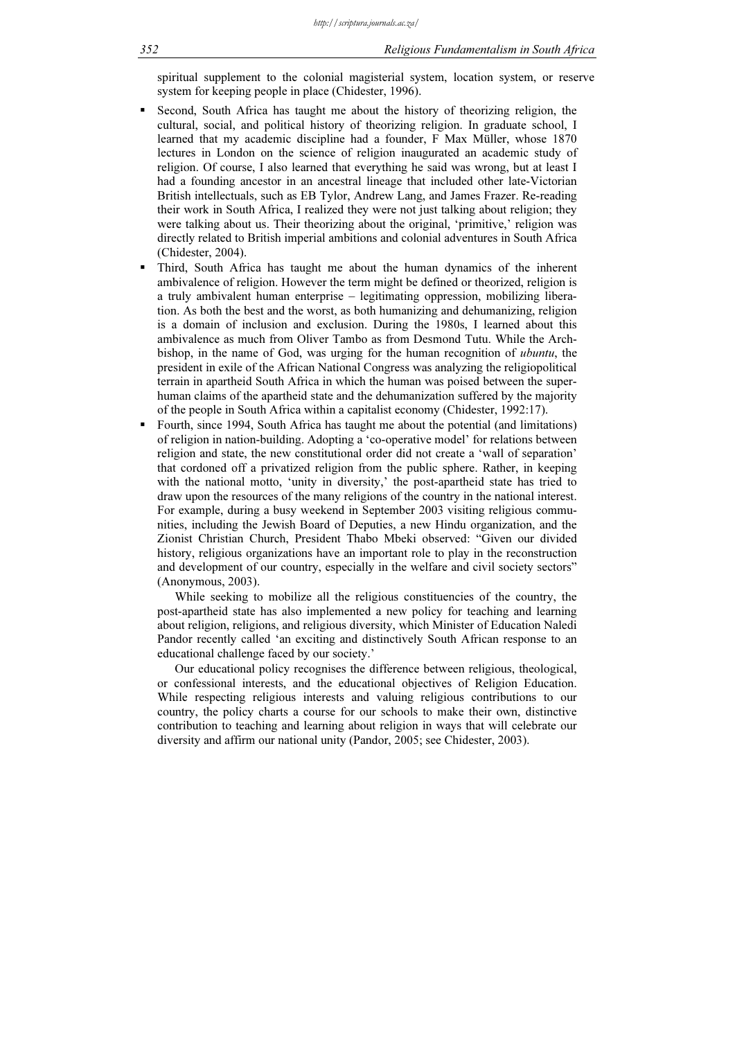spiritual supplement to the colonial magisterial system, location system, or reserve system for keeping people in place (Chidester, 1996).

- Second, South Africa has taught me about the history of theorizing religion, the cultural, social, and political history of theorizing religion. In graduate school, I learned that my academic discipline had a founder, F Max Müller, whose 1870 lectures in London on the science of religion inaugurated an academic study of religion. Of course, I also learned that everything he said was wrong, but at least I had a founding ancestor in an ancestral lineage that included other late-Victorian British intellectuals, such as EB Tylor, Andrew Lang, and James Frazer. Re-reading their work in South Africa, I realized they were not just talking about religion; they were talking about us. Their theorizing about the original, 'primitive,' religion was directly related to British imperial ambitions and colonial adventures in South Africa (Chidester, 2004).
- Third, South Africa has taught me about the human dynamics of the inherent ambivalence of religion. However the term might be defined or theorized, religion is a truly ambivalent human enterprise – legitimating oppression, mobilizing liberation. As both the best and the worst, as both humanizing and dehumanizing, religion is a domain of inclusion and exclusion. During the 1980s, I learned about this ambivalence as much from Oliver Tambo as from Desmond Tutu. While the Archbishop, in the name of God, was urging for the human recognition of *ubuntu*, the president in exile of the African National Congress was analyzing the religiopolitical terrain in apartheid South Africa in which the human was poised between the superhuman claims of the apartheid state and the dehumanization suffered by the majority of the people in South Africa within a capitalist economy (Chidester, 1992:17).
- Fourth, since 1994, South Africa has taught me about the potential (and limitations) of religion in nation-building. Adopting a 'co-operative model' for relations between religion and state, the new constitutional order did not create a 'wall of separation' that cordoned off a privatized religion from the public sphere. Rather, in keeping with the national motto, 'unity in diversity,' the post-apartheid state has tried to draw upon the resources of the many religions of the country in the national interest. For example, during a busy weekend in September 2003 visiting religious communities, including the Jewish Board of Deputies, a new Hindu organization, and the Zionist Christian Church, President Thabo Mbeki observed: "Given our divided history, religious organizations have an important role to play in the reconstruction and development of our country, especially in the welfare and civil society sectors" (Anonymous, 2003).

  While seeking to mobilize all the religious constituencies of the country, the post-apartheid state has also implemented a new policy for teaching and learning about religion, religions, and religious diversity, which Minister of Education Naledi Pandor recently called 'an exciting and distinctively South African response to an educational challenge faced by our society.'

  Our educational policy recognises the difference between religious, theological, or confessional interests, and the educational objectives of Religion Education. While respecting religious interests and valuing religious contributions to our country, the policy charts a course for our schools to make their own, distinctive contribution to teaching and learning about religion in ways that will celebrate our diversity and affirm our national unity (Pandor, 2005; see Chidester, 2003).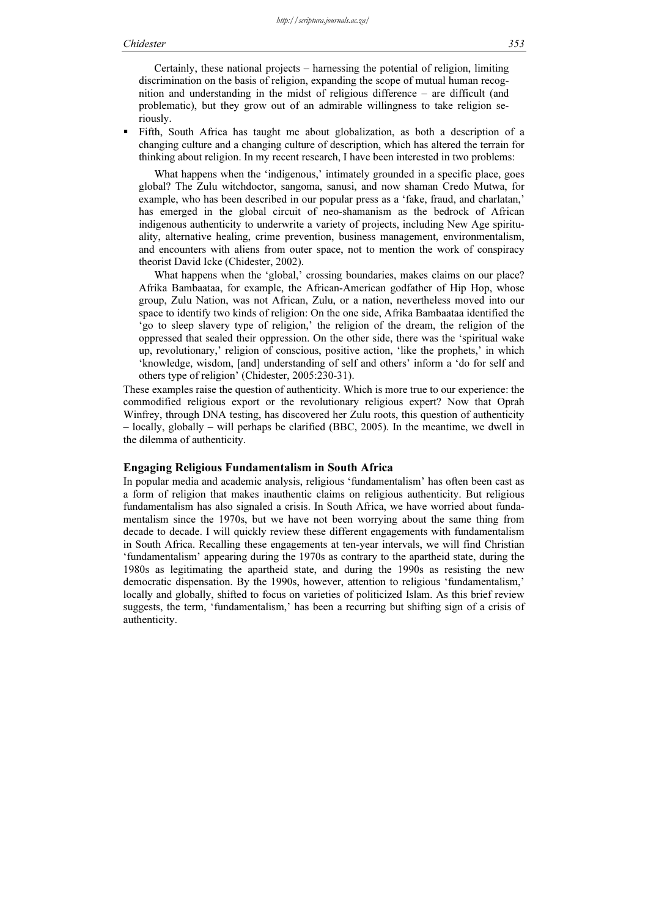Certainly, these national projects – harnessing the potential of religion, limiting discrimination on the basis of religion, expanding the scope of mutual human recognition and understanding in the midst of religious difference – are difficult (and problematic), but they grow out of an admirable willingness to take religion seriously.

- Fifth, South Africa has taught me about globalization, as both a description of a changing culture and a changing culture of description, which has altered the terrain for thinking about religion. In my recent research, I have been interested in two problems:

  What happens when the 'indigenous,' intimately grounded in a specific place, goes global? The Zulu witchdoctor, sangoma, sanusi, and now shaman Credo Mutwa, for example, who has been described in our popular press as a 'fake, fraud, and charlatan,' has emerged in the global circuit of neo-shamanism as the bedrock of African indigenous authenticity to underwrite a variety of projects, including New Age spirituality, alternative healing, crime prevention, business management, environmentalism, and encounters with aliens from outer space, not to mention the work of conspiracy theorist David Icke (Chidester, 2002).

  What happens when the 'global,' crossing boundaries, makes claims on our place? Afrika Bambaataa, for example, the African-American godfather of Hip Hop, whose group, Zulu Nation, was not African, Zulu, or a nation, nevertheless moved into our space to identify two kinds of religion: On the one side, Afrika Bambaataa identified the 'go to sleep slavery type of religion,' the religion of the dream, the religion of the oppressed that sealed their oppression. On the other side, there was the 'spiritual wake up, revolutionary,' religion of conscious, positive action, 'like the prophets,' in which 'knowledge, wisdom, [and] understanding of self and others' inform a 'do for self and others type of religion' (Chidester, 2005:230-31).

These examples raise the question of authenticity. Which is more true to our experience: the commodified religious export or the revolutionary religious expert? Now that Oprah Winfrey, through DNA testing, has discovered her Zulu roots, this question of authenticity – locally, globally – will perhaps be clarified (BBC, 2005). In the meantime, we dwell in the dilemma of authenticity.

## Engaging Religious Fundamentalism in South Africa

In popular media and academic analysis, religious 'fundamentalism' has often been cast as a form of religion that makes inauthentic claims on religious authenticity. But religious fundamentalism has also signaled a crisis. In South Africa, we have worried about fundamentalism since the 1970s, but we have not been worrying about the same thing from decade to decade. I will quickly review these different engagements with fundamentalism in South Africa. Recalling these engagements at ten-year intervals, we will find Christian 'fundamentalism' appearing during the 1970s as contrary to the apartheid state, during the 1980s as legitimating the apartheid state, and during the 1990s as resisting the new democratic dispensation. By the 1990s, however, attention to religious 'fundamentalism,' locally and globally, shifted to focus on varieties of politicized Islam. As this brief review suggests, the term, 'fundamentalism,' has been a recurring but shifting sign of a crisis of authenticity.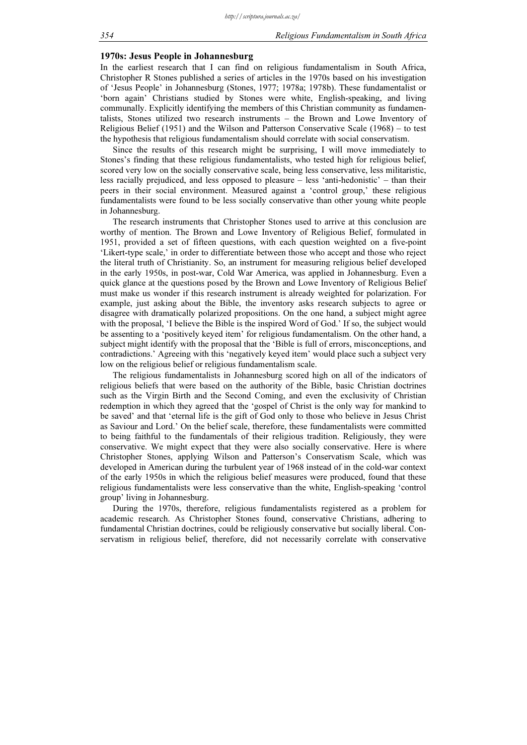## 1970s: Jesus People in Johannesburg

In the earliest research that I can find on religious fundamentalism in South Africa, Christopher R Stones published a series of articles in the 1970s based on his investigation of 'Jesus People' in Johannesburg (Stones, 1977; 1978a; 1978b). These fundamentalist or 'born again' Christians studied by Stones were white, English-speaking, and living communally. Explicitly identifying the members of this Christian community as fundamentalists, Stones utilized two research instruments – the Brown and Lowe Inventory of Religious Belief (1951) and the Wilson and Patterson Conservative Scale (1968) – to test the hypothesis that religious fundamentalism should correlate with social conservatism.

Since the results of this research might be surprising, I will move immediately to Stones's finding that these religious fundamentalists, who tested high for religious belief, scored very low on the socially conservative scale, being less conservative, less militaristic, less racially prejudiced, and less opposed to pleasure – less 'anti-hedonistic' – than their peers in their social environment. Measured against a 'control group,' these religious fundamentalists were found to be less socially conservative than other young white people in Johannesburg.

The research instruments that Christopher Stones used to arrive at this conclusion are worthy of mention. The Brown and Lowe Inventory of Religious Belief, formulated in 1951, provided a set of fifteen questions, with each question weighted on a five-point 'Likert-type scale,' in order to differentiate between those who accept and those who reject the literal truth of Christianity. So, an instrument for measuring religious belief developed in the early 1950s, in post-war, Cold War America, was applied in Johannesburg. Even a quick glance at the questions posed by the Brown and Lowe Inventory of Religious Belief must make us wonder if this research instrument is already weighted for polarization. For example, just asking about the Bible, the inventory asks research subjects to agree or disagree with dramatically polarized propositions. On the one hand, a subject might agree with the proposal, 'I believe the Bible is the inspired Word of God.' If so, the subject would be assenting to a 'positively keyed item' for religious fundamentalism. On the other hand, a subject might identify with the proposal that the 'Bible is full of errors, misconceptions, and contradictions.' Agreeing with this 'negatively keyed item' would place such a subject very low on the religious belief or religious fundamentalism scale.

The religious fundamentalists in Johannesburg scored high on all of the indicators of religious beliefs that were based on the authority of the Bible, basic Christian doctrines such as the Virgin Birth and the Second Coming, and even the exclusivity of Christian redemption in which they agreed that the 'gospel of Christ is the only way for mankind to be saved' and that 'eternal life is the gift of God only to those who believe in Jesus Christ as Saviour and Lord.' On the belief scale, therefore, these fundamentalists were committed to being faithful to the fundamentals of their religious tradition. Religiously, they were conservative. We might expect that they were also socially conservative. Here is where Christopher Stones, applying Wilson and Patterson's Conservatism Scale, which was developed in American during the turbulent year of 1968 instead of in the cold-war context of the early 1950s in which the religious belief measures were produced, found that these religious fundamentalists were less conservative than the white, English-speaking 'control group' living in Johannesburg.

During the 1970s, therefore, religious fundamentalists registered as a problem for academic research. As Christopher Stones found, conservative Christians, adhering to fundamental Christian doctrines, could be religiously conservative but socially liberal. Conservatism in religious belief, therefore, did not necessarily correlate with conservative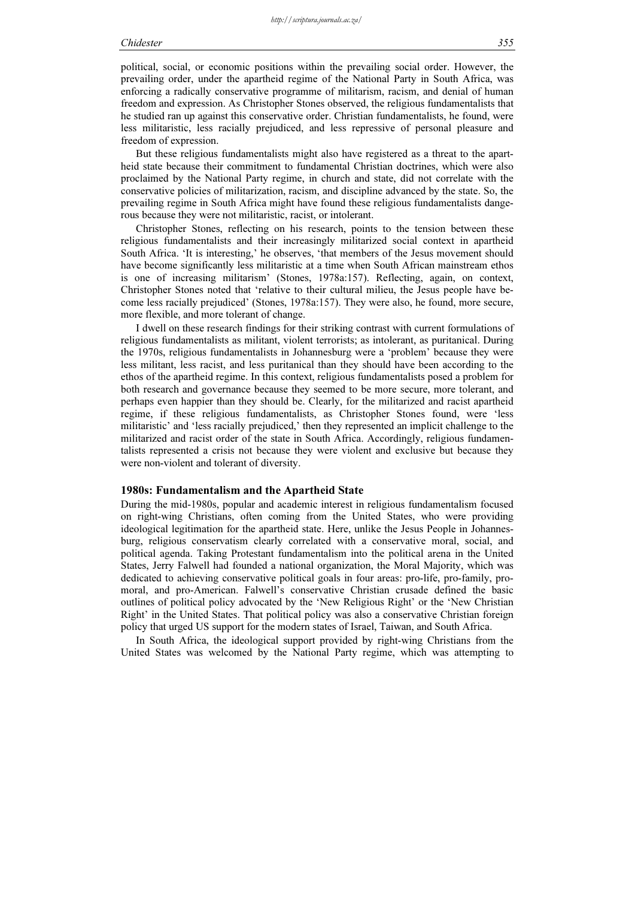political, social, or economic positions within the prevailing social order. However, the prevailing order, under the apartheid regime of the National Party in South Africa, was enforcing a radically conservative programme of militarism, racism, and denial of human freedom and expression. As Christopher Stones observed, the religious fundamentalists that he studied ran up against this conservative order. Christian fundamentalists, he found, were less militaristic, less racially prejudiced, and less repressive of personal pleasure and freedom of expression.

But these religious fundamentalists might also have registered as a threat to the apartheid state because their commitment to fundamental Christian doctrines, which were also proclaimed by the National Party regime, in church and state, did not correlate with the conservative policies of militarization, racism, and discipline advanced by the state. So, the prevailing regime in South Africa might have found these religious fundamentalists dangerous because they were not militaristic, racist, or intolerant.

Christopher Stones, reflecting on his research, points to the tension between these religious fundamentalists and their increasingly militarized social context in apartheid South Africa. 'It is interesting,' he observes, 'that members of the Jesus movement should have become significantly less militaristic at a time when South African mainstream ethos is one of increasing militarism' (Stones, 1978a:157). Reflecting, again, on context, Christopher Stones noted that 'relative to their cultural milieu, the Jesus people have become less racially prejudiced' (Stones, 1978a:157). They were also, he found, more secure, more flexible, and more tolerant of change.

I dwell on these research findings for their striking contrast with current formulations of religious fundamentalists as militant, violent terrorists; as intolerant, as puritanical. During the 1970s, religious fundamentalists in Johannesburg were a 'problem' because they were less militant, less racist, and less puritanical than they should have been according to the ethos of the apartheid regime. In this context, religious fundamentalists posed a problem for both research and governance because they seemed to be more secure, more tolerant, and perhaps even happier than they should be. Clearly, for the militarized and racist apartheid regime, if these religious fundamentalists, as Christopher Stones found, were 'less militaristic' and 'less racially prejudiced,' then they represented an implicit challenge to the militarized and racist order of the state in South Africa. Accordingly, religious fundamentalists represented a crisis not because they were violent and exclusive but because they were non-violent and tolerant of diversity.

## 1980s: Fundamentalism and the Apartheid State

During the mid-1980s, popular and academic interest in religious fundamentalism focused on right-wing Christians, often coming from the United States, who were providing ideological legitimation for the apartheid state. Here, unlike the Jesus People in Johannesburg, religious conservatism clearly correlated with a conservative moral, social, and political agenda. Taking Protestant fundamentalism into the political arena in the United States, Jerry Falwell had founded a national organization, the Moral Majority, which was dedicated to achieving conservative political goals in four areas: pro-life, pro-family, pro-moral, and pro-American. Falwell's conservative Christian crusade defined the basic outlines of political policy advocated by the 'New Religious Right' or the 'New Christian Right' in the United States. That political policy was also a conservative Christian foreign policy that urged US support for the modern states of Israel, Taiwan, and South Africa.

In South Africa, the ideological support provided by right-wing Christians from the United States was welcomed by the National Party regime, which was attempting to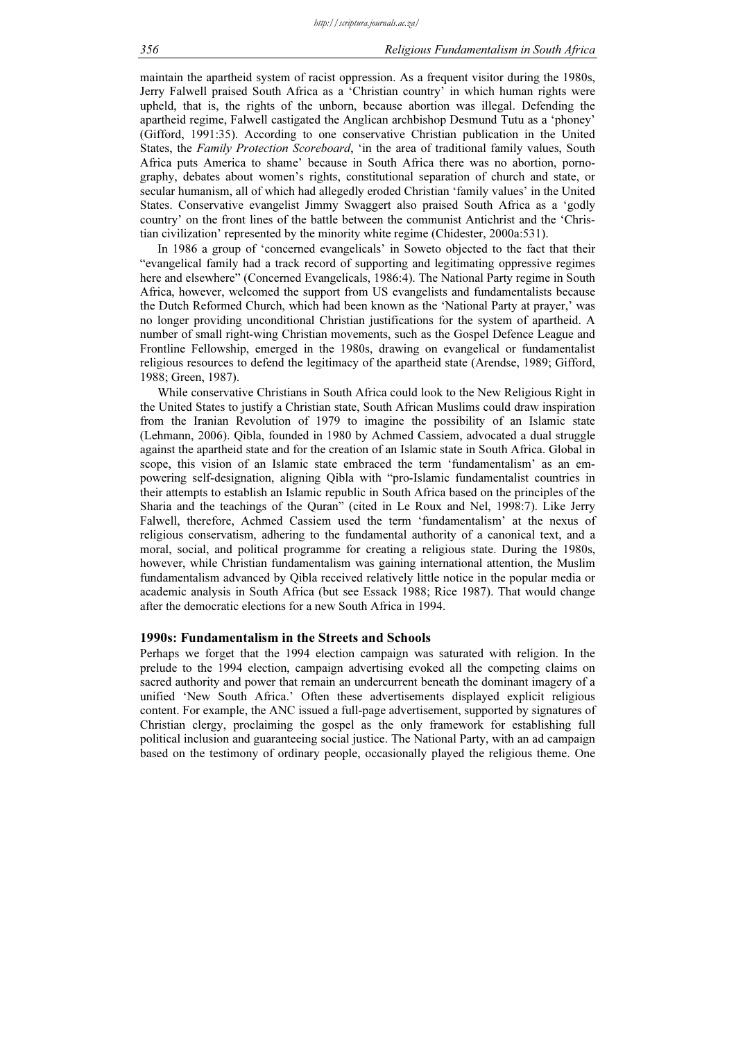maintain the apartheid system of racist oppression. As a frequent visitor during the 1980s, Jerry Falwell praised South Africa as a 'Christian country' in which human rights were upheld, that is, the rights of the unborn, because abortion was illegal. Defending the apartheid regime, Falwell castigated the Anglican archbishop Desmund Tutu as a 'phoney' (Gifford, 1991:35). According to one conservative Christian publication in the United States, the *Family Protection Scoreboard*, 'in the area of traditional family values, South Africa puts America to shame' because in South Africa there was no abortion, pornography, debates about women's rights, constitutional separation of church and state, or secular humanism, all of which had allegedly eroded Christian 'family values' in the United States. Conservative evangelist Jimmy Swaggert also praised South Africa as a 'godly country' on the front lines of the battle between the communist Antichrist and the 'Christian civilization' represented by the minority white regime (Chidester, 2000a:531).

In 1986 a group of 'concerned evangelicals' in Soweto objected to the fact that their "evangelical family had a track record of supporting and legitimating oppressive regimes here and elsewhere" (Concerned Evangelicals, 1986:4). The National Party regime in South Africa, however, welcomed the support from US evangelists and fundamentalists because the Dutch Reformed Church, which had been known as the 'National Party at prayer,' was no longer providing unconditional Christian justifications for the system of apartheid. A number of small right-wing Christian movements, such as the Gospel Defence League and Frontline Fellowship, emerged in the 1980s, drawing on evangelical or fundamentalist religious resources to defend the legitimacy of the apartheid state (Arendse, 1989; Gifford, 1988; Green, 1987).

While conservative Christians in South Africa could look to the New Religious Right in the United States to justify a Christian state, South African Muslims could draw inspiration from the Iranian Revolution of 1979 to imagine the possibility of an Islamic state (Lehmann, 2006). Qibla, founded in 1980 by Achmed Cassiem, advocated a dual struggle against the apartheid state and for the creation of an Islamic state in South Africa. Global in scope, this vision of an Islamic state embraced the term 'fundamentalism' as an empowering self-designation, aligning Qibla with "pro-Islamic fundamentalist countries in their attempts to establish an Islamic republic in South Africa based on the principles of the Sharia and the teachings of the Quran" (cited in Le Roux and Nel, 1998:7). Like Jerry Falwell, therefore, Achmed Cassiem used the term 'fundamentalism' at the nexus of religious conservatism, adhering to the fundamental authority of a canonical text, and a moral, social, and political programme for creating a religious state. During the 1980s, however, while Christian fundamentalism was gaining international attention, the Muslim fundamentalism advanced by Qibla received relatively little notice in the popular media or academic analysis in South Africa (but see Essack 1988; Rice 1987). That would change after the democratic elections for a new South Africa in 1994.

### 1990s: Fundamentalism in the Streets and Schools

Perhaps we forget that the 1994 election campaign was saturated with religion. In the prelude to the 1994 election, campaign advertising evoked all the competing claims on sacred authority and power that remain an undercurrent beneath the dominant imagery of a unified 'New South Africa.' Often these advertisements displayed explicit religious content. For example, the ANC issued a full-page advertisement, supported by signatures of Christian clergy, proclaiming the gospel as the only framework for establishing full political inclusion and guaranteeing social justice. The National Party, with an ad campaign based on the testimony of ordinary people, occasionally played the religious theme. One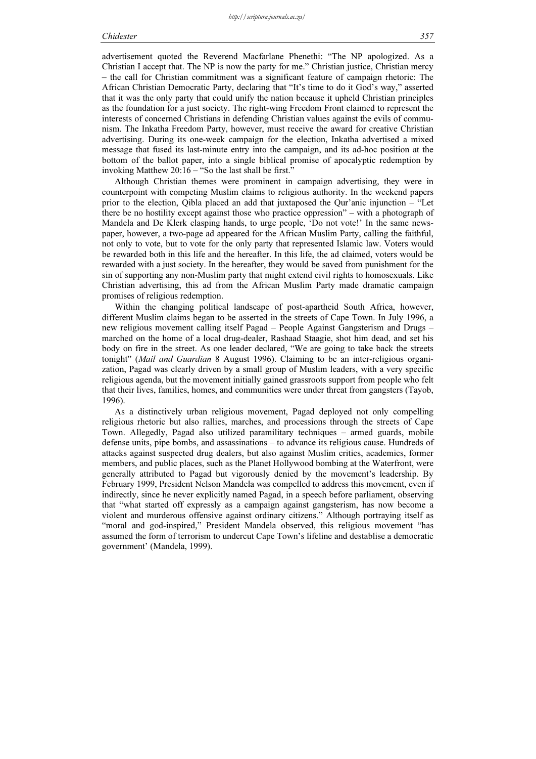advertisement quoted the Reverend Macfarlane Phenethi: "The NP apologized. As a Christian I accept that. The NP is now the party for me." Christian justice, Christian mercy – the call for Christian commitment was a significant feature of campaign rhetoric: The African Christian Democratic Party, declaring that "It's time to do it God's way," asserted that it was the only party that could unify the nation because it upheld Christian principles as the foundation for a just society. The right-wing Freedom Front claimed to represent the interests of concerned Christians in defending Christian values against the evils of communism. The Inkatha Freedom Party, however, must receive the award for creative Christian advertising. During its one-week campaign for the election, Inkatha advertised a mixed message that fused its last-minute entry into the campaign, and its ad-hoc position at the bottom of the ballot paper, into a single biblical promise of apocalyptic redemption by invoking Matthew 20:16 – "So the last shall be first."

Although Christian themes were prominent in campaign advertising, they were in counterpoint with competing Muslim claims to religious authority. In the weekend papers prior to the election, Qibla placed an add that juxtaposed the Qur'anic injunction – "Let there be no hostility except against those who practice oppression" – with a photograph of Mandela and De Klerk clasping hands, to urge people, 'Do not vote!' In the same newspaper, however, a two-page ad appeared for the African Muslim Party, calling the faithful, not only to vote, but to vote for the only party that represented Islamic law. Voters would be rewarded both in this life and the hereafter. In this life, the ad claimed, voters would be rewarded with a just society. In the hereafter, they would be saved from punishment for the sin of supporting any non-Muslim party that might extend civil rights to homosexuals. Like Christian advertising, this ad from the African Muslim Party made dramatic campaign promises of religious redemption.

Within the changing political landscape of post-apartheid South Africa, however, different Muslim claims began to be asserted in the streets of Cape Town. In July 1996, a new religious movement calling itself Pagad – People Against Gangsterism and Drugs – marched on the home of a local drug-dealer, Rashaad Staagie, shot him dead, and set his body on fire in the street. As one leader declared, "We are going to take back the streets tonight" (*Mail and Guardian* 8 August 1996). Claiming to be an inter-religious organization, Pagad was clearly driven by a small group of Muslim leaders, with a very specific religious agenda, but the movement initially gained grassroots support from people who felt that their lives, families, homes, and communities were under threat from gangsters (Tayob, 1996).

As a distinctively urban religious movement, Pagad deployed not only compelling religious rhetoric but also rallies, marches, and processions through the streets of Cape Town. Allegedly, Pagad also utilized paramilitary techniques – armed guards, mobile defense units, pipe bombs, and assassinations – to advance its religious cause. Hundreds of attacks against suspected drug dealers, but also against Muslim critics, academics, former members, and public places, such as the Planet Hollywood bombing at the Waterfront, were generally attributed to Pagad but vigorously denied by the movement's leadership. By February 1999, President Nelson Mandela was compelled to address this movement, even if indirectly, since he never explicitly named Pagad, in a speech before parliament, observing that "what started off expressly as a campaign against gangsterism, has now become a violent and murderous offensive against ordinary citizens." Although portraying itself as "moral and god-inspired," President Mandela observed, this religious movement "has assumed the form of terrorism to undercut Cape Town's lifeline and destablise a democratic government' (Mandela, 1999).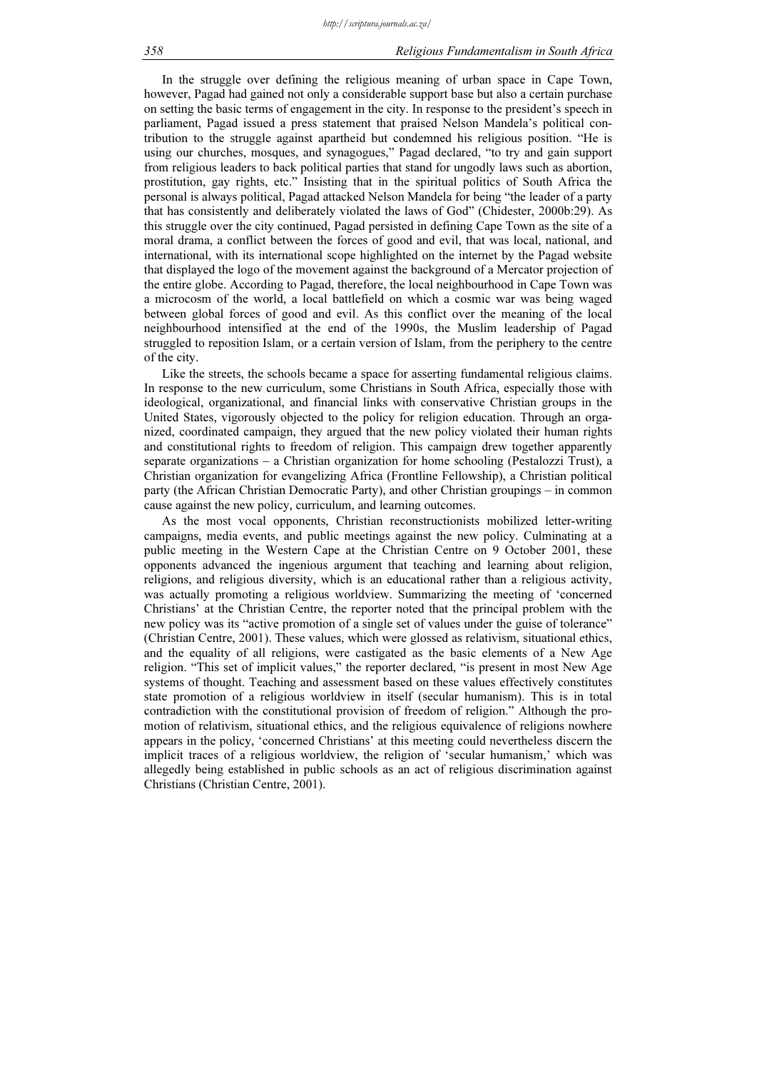In the struggle over defining the religious meaning of urban space in Cape Town, however, Pagad had gained not only a considerable support base but also a certain purchase on setting the basic terms of engagement in the city. In response to the president's speech in parliament, Pagad issued a press statement that praised Nelson Mandela's political contribution to the struggle against apartheid but condemned his religious position. "He is using our churches, mosques, and synagogues," Pagad declared, "to try and gain support from religious leaders to back political parties that stand for ungodly laws such as abortion, prostitution, gay rights, etc." Insisting that in the spiritual politics of South Africa the personal is always political, Pagad attacked Nelson Mandela for being "the leader of a party that has consistently and deliberately violated the laws of God" (Chidester, 2000b:29). As this struggle over the city continued, Pagad persisted in defining Cape Town as the site of a moral drama, a conflict between the forces of good and evil, that was local, national, and international, with its international scope highlighted on the internet by the Pagad website that displayed the logo of the movement against the background of a Mercator projection of the entire globe. According to Pagad, therefore, the local neighbourhood in Cape Town was a microcosm of the world, a local battlefield on which a cosmic war was being waged between global forces of good and evil. As this conflict over the meaning of the local neighbourhood intensified at the end of the 1990s, the Muslim leadership of Pagad struggled to reposition Islam, or a certain version of Islam, from the periphery to the centre of the city.

Like the streets, the schools became a space for asserting fundamental religious claims. In response to the new curriculum, some Christians in South Africa, especially those with ideological, organizational, and financial links with conservative Christian groups in the United States, vigorously objected to the policy for religion education. Through an organized, coordinated campaign, they argued that the new policy violated their human rights and constitutional rights to freedom of religion. This campaign drew together apparently separate organizations – a Christian organization for home schooling (Pestalozzi Trust), a Christian organization for evangelizing Africa (Frontline Fellowship), a Christian political party (the African Christian Democratic Party), and other Christian groupings – in common cause against the new policy, curriculum, and learning outcomes.

As the most vocal opponents, Christian reconstructionists mobilized letter-writing campaigns, media events, and public meetings against the new policy. Culminating at a public meeting in the Western Cape at the Christian Centre on 9 October 2001, these opponents advanced the ingenious argument that teaching and learning about religion, religions, and religious diversity, which is an educational rather than a religious activity, was actually promoting a religious worldview. Summarizing the meeting of 'concerned Christians' at the Christian Centre, the reporter noted that the principal problem with the new policy was its "active promotion of a single set of values under the guise of tolerance" (Christian Centre, 2001). These values, which were glossed as relativism, situational ethics, and the equality of all religions, were castigated as the basic elements of a New Age religion. "This set of implicit values," the reporter declared, "is present in most New Age systems of thought. Teaching and assessment based on these values effectively constitutes state promotion of a religious worldview in itself (secular humanism). This is in total contradiction with the constitutional provision of freedom of religion." Although the promotion of relativism, situational ethics, and the religious equivalence of religions nowhere appears in the policy, 'concerned Christians' at this meeting could nevertheless discern the implicit traces of a religious worldview, the religion of 'secular humanism,' which was allegedly being established in public schools as an act of religious discrimination against Christians (Christian Centre, 2001).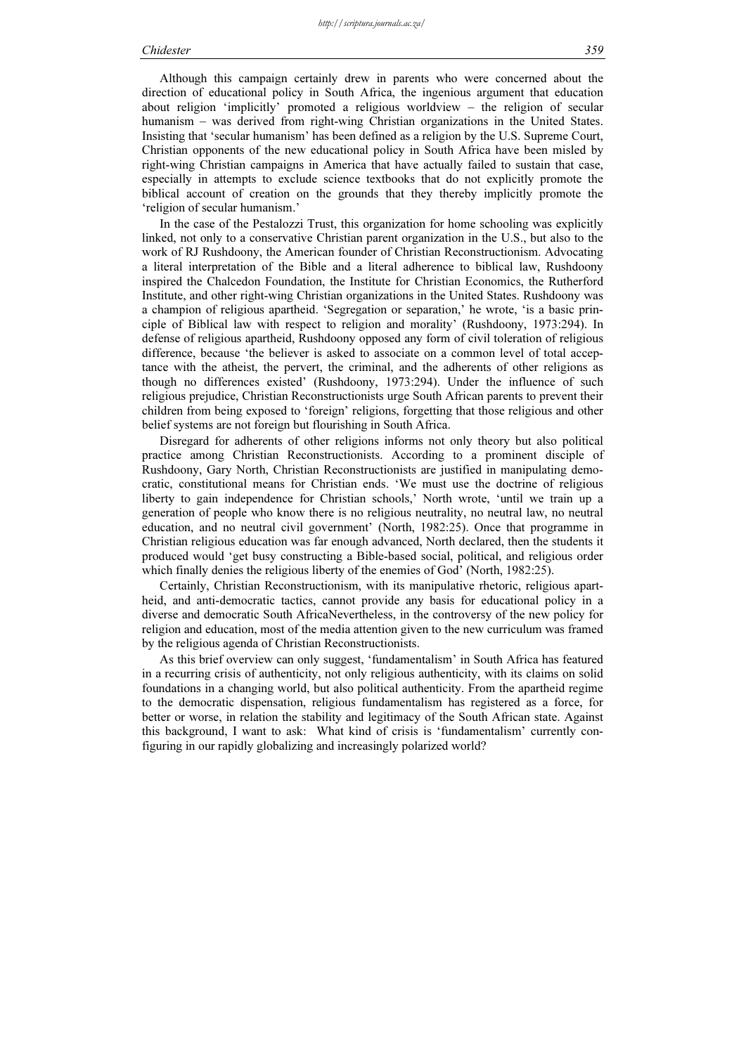Although this campaign certainly drew in parents who were concerned about the direction of educational policy in South Africa, the ingenious argument that education about religion 'implicitly' promoted a religious worldview – the religion of secular humanism – was derived from right-wing Christian organizations in the United States. Insisting that 'secular humanism' has been defined as a religion by the U.S. Supreme Court, Christian opponents of the new educational policy in South Africa have been misled by right-wing Christian campaigns in America that have actually failed to sustain that case, especially in attempts to exclude science textbooks that do not explicitly promote the biblical account of creation on the grounds that they thereby implicitly promote the 'religion of secular humanism.'

In the case of the Pestalozzi Trust, this organization for home schooling was explicitly linked, not only to a conservative Christian parent organization in the U.S., but also to the work of RJ Rushdoony, the American founder of Christian Reconstructionism. Advocating a literal interpretation of the Bible and a literal adherence to biblical law, Rushdoony inspired the Chalcedon Foundation, the Institute for Christian Economics, the Rutherford Institute, and other right-wing Christian organizations in the United States. Rushdoony was a champion of religious apartheid. 'Segregation or separation,' he wrote, 'is a basic principle of Biblical law with respect to religion and morality' (Rushdoony, 1973:294). In defense of religious apartheid, Rushdoony opposed any form of civil toleration of religious difference, because 'the believer is asked to associate on a common level of total acceptance with the atheist, the pervert, the criminal, and the adherents of other religions as though no differences existed' (Rushdoony, 1973:294). Under the influence of such religious prejudice, Christian Reconstructionists urge South African parents to prevent their children from being exposed to 'foreign' religions, forgetting that those religious and other belief systems are not foreign but flourishing in South Africa.

Disregard for adherents of other religions informs not only theory but also political practice among Christian Reconstructionists. According to a prominent disciple of Rushdoony, Gary North, Christian Reconstructionists are justified in manipulating democratic, constitutional means for Christian ends. 'We must use the doctrine of religious liberty to gain independence for Christian schools,' North wrote, 'until we train up a generation of people who know there is no religious neutrality, no neutral law, no neutral education, and no neutral civil government' (North, 1982:25). Once that programme in Christian religious education was far enough advanced, North declared, then the students it produced would 'get busy constructing a Bible-based social, political, and religious order which finally denies the religious liberty of the enemies of God' (North, 1982:25).

Certainly, Christian Reconstructionism, with its manipulative rhetoric, religious apartheid, and anti-democratic tactics, cannot provide any basis for educational policy in a diverse and democratic South AfricaNevertheless, in the controversy of the new policy for religion and education, most of the media attention given to the new curriculum was framed by the religious agenda of Christian Reconstructionists.

As this brief overview can only suggest, 'fundamentalism' in South Africa has featured in a recurring crisis of authenticity, not only religious authenticity, with its claims on solid foundations in a changing world, but also political authenticity. From the apartheid regime to the democratic dispensation, religious fundamentalism has registered as a force, for better or worse, in relation the stability and legitimacy of the South African state. Against this background, I want to ask: What kind of crisis is 'fundamentalism' currently configuring in our rapidly globalizing and increasingly polarized world?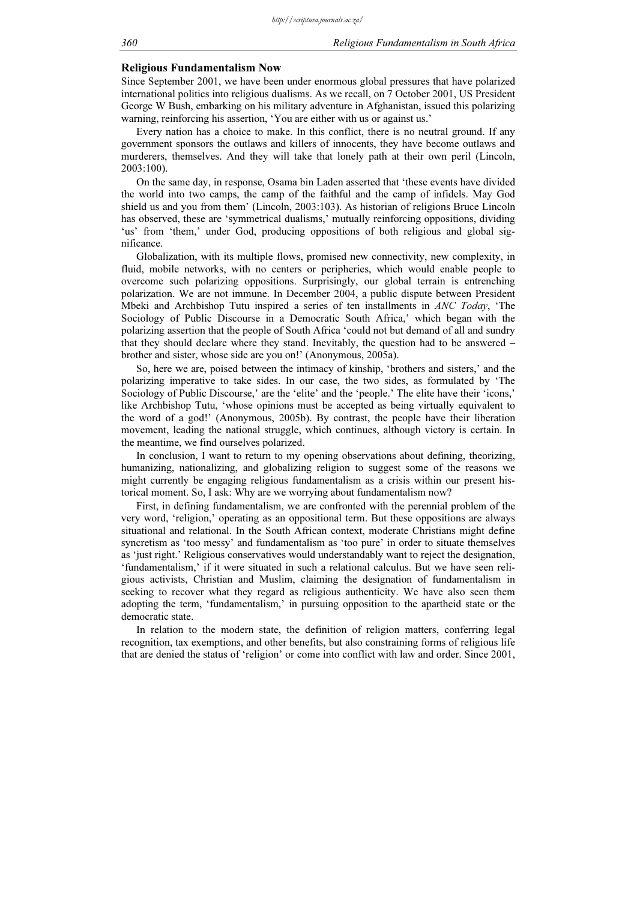## Religious Fundamentalism Now

Since September 2001, we have been under enormous global pressures that have polarized international politics into religious dualisms. As we recall, on 7 October 2001, US President George W Bush, embarking on his military adventure in Afghanistan, issued this polarizing warning, reinforcing his assertion, 'You are either with us or against us.'

Every nation has a choice to make. In this conflict, there is no neutral ground. If any government sponsors the outlaws and killers of innocents, they have become outlaws and murderers, themselves. And they will take that lonely path at their own peril (Lincoln, 2003:100).

On the same day, in response, Osama bin Laden asserted that 'these events have divided the world into two camps, the camp of the faithful and the camp of infidels. May God shield us and you from them' (Lincoln, 2003:103). As historian of religions Bruce Lincoln has observed, these are 'symmetrical dualisms,' mutually reinforcing oppositions, dividing 'us' from 'them,' under God, producing oppositions of both religious and global significance.

Globalization, with its multiple flows, promised new connectivity, new complexity, in fluid, mobile networks, with no centers or peripheries, which would enable people to overcome such polarizing oppositions. Surprisingly, our global terrain is entrenching polarization. We are not immune. In December 2004, a public dispute between President Mbeki and Archbishop Tutu inspired a series of ten installments in *ANC Today*, 'The Sociology of Public Discourse in a Democratic South Africa,' which began with the polarizing assertion that the people of South Africa 'could not but demand of all and sundry that they should declare where they stand. Inevitably, the question had to be answered – brother and sister, whose side are you on!' (Anonymous, 2005a).

So, here we are, poised between the intimacy of kinship, 'brothers and sisters,' and the polarizing imperative to take sides. In our case, the two sides, as formulated by 'The Sociology of Public Discourse,' are the 'elite' and the 'people.' The elite have their 'icons,' like Archbishop Tutu, 'whose opinions must be accepted as being virtually equivalent to the word of a god!' (Anonymous, 2005b). By contrast, the people have their liberation movement, leading the national struggle, which continues, although victory is certain. In the meantime, we find ourselves polarized.

In conclusion, I want to return to my opening observations about defining, theorizing, humanizing, nationalizing, and globalizing religion to suggest some of the reasons we might currently be engaging religious fundamentalism as a crisis within our present historical moment. So, I ask: Why are we worrying about fundamentalism now?

First, in defining fundamentalism, we are confronted with the perennial problem of the very word, 'religion,' operating as an oppositional term. But these oppositions are always situational and relational. In the South African context, moderate Christians might define syncretism as 'too messy' and fundamentalism as 'too pure' in order to situate themselves as 'just right.' Religious conservatives would understandably want to reject the designation, 'fundamentalism,' if it were situated in such a relational calculus. But we have seen religious activists, Christian and Muslim, claiming the designation of fundamentalism in seeking to recover what they regard as religious authenticity. We have also seen them adopting the term, 'fundamentalism,' in pursuing opposition to the apartheid state or the democratic state.

In relation to the modern state, the definition of religion matters, conferring legal recognition, tax exemptions, and other benefits, but also constraining forms of religious life that are denied the status of 'religion' or come into conflict with law and order. Since 2001,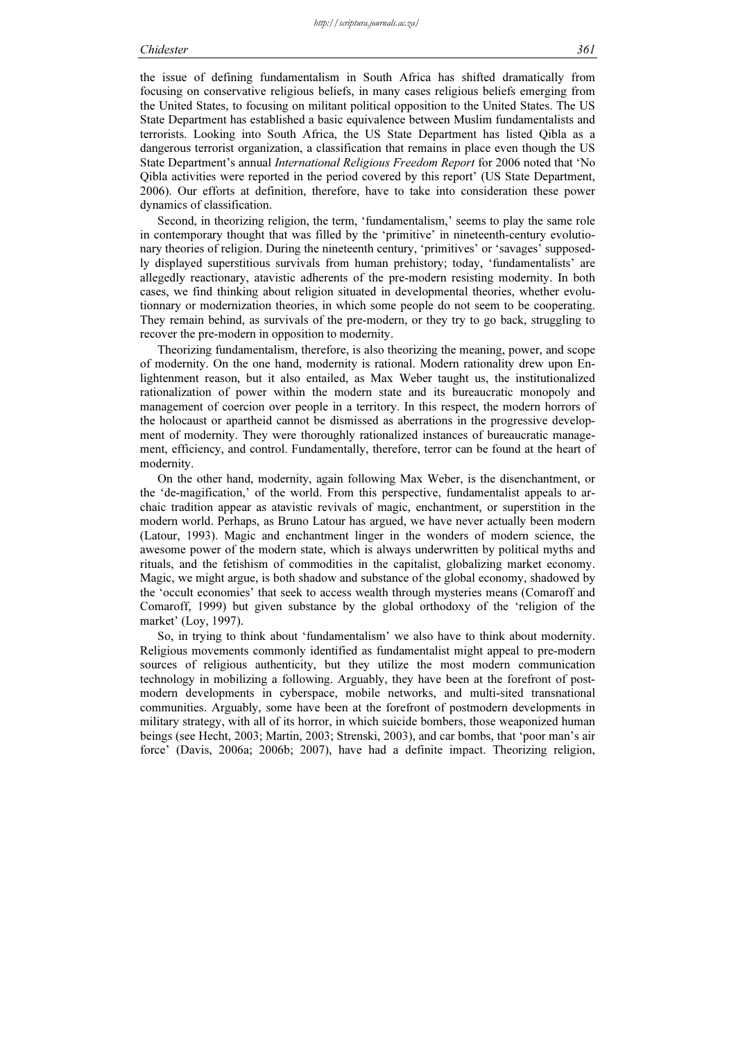the issue of defining fundamentalism in South Africa has shifted dramatically from focusing on conservative religious beliefs, in many cases religious beliefs emerging from the United States, to focusing on militant political opposition to the United States. The US State Department has established a basic equivalence between Muslim fundamentalists and terrorists. Looking into South Africa, the US State Department has listed Qibla as a dangerous terrorist organization, a classification that remains in place even though the US State Department's annual *International Religious Freedom Report* for 2006 noted that 'No Qibla activities were reported in the period covered by this report' (US State Department, 2006). Our efforts at definition, therefore, have to take into consideration these power dynamics of classification.

Second, in theorizing religion, the term, 'fundamentalism,' seems to play the same role in contemporary thought that was filled by the 'primitive' in nineteenth-century evolutionary theories of religion. During the nineteenth century, 'primitives' or 'savages' supposedly displayed superstitious survivals from human prehistory; today, 'fundamentalists' are allegedly reactionary, atavistic adherents of the pre-modern resisting modernity. In both cases, we find thinking about religion situated in developmental theories, whether evolutionnary or modernization theories, in which some people do not seem to be cooperating. They remain behind, as survivals of the pre-modern, or they try to go back, struggling to recover the pre-modern in opposition to modernity.

Theorizing fundamentalism, therefore, is also theorizing the meaning, power, and scope of modernity. On the one hand, modernity is rational. Modern rationality drew upon Enlightenment reason, but it also entailed, as Max Weber taught us, the institutionalized rationalization of power within the modern state and its bureaucratic monopoly and management of coercion over people in a territory. In this respect, the modern horrors of the holocaust or apartheid cannot be dismissed as aberrations in the progressive development of modernity. They were thoroughly rationalized instances of bureaucratic management, efficiency, and control. Fundamentally, therefore, terror can be found at the heart of modernity.

On the other hand, modernity, again following Max Weber, is the disenchantment, or the 'de-magification,' of the world. From this perspective, fundamentalist appeals to archaic tradition appear as atavistic revivals of magic, enchantment, or superstition in the modern world. Perhaps, as Bruno Latour has argued, we have never actually been modern (Latour, 1993). Magic and enchantment linger in the wonders of modern science, the awesome power of the modern state, which is always underwritten by political myths and rituals, and the fetishism of commodities in the capitalist, globalizing market economy. Magic, we might argue, is both shadow and substance of the global economy, shadowed by the 'occult economies' that seek to access wealth through mysteries means (Comaroff and Comaroff, 1999) but given substance by the global orthodoxy of the 'religion of the market' (Loy, 1997).

So, in trying to think about 'fundamentalism' we also have to think about modernity. Religious movements commonly identified as fundamentalist might appeal to pre-modern sources of religious authenticity, but they utilize the most modern communication technology in mobilizing a following. Arguably, they have been at the forefront of postmodern developments in cyberspace, mobile networks, and multi-sited transnational communities. Arguably, some have been at the forefront of postmodern developments in military strategy, with all of its horror, in which suicide bombers, those weaponized human beings (see Hecht, 2003; Martin, 2003; Strenski, 2003), and car bombs, that 'poor man's air force' (Davis, 2006a; 2006b; 2007), have had a definite impact. Theorizing religion,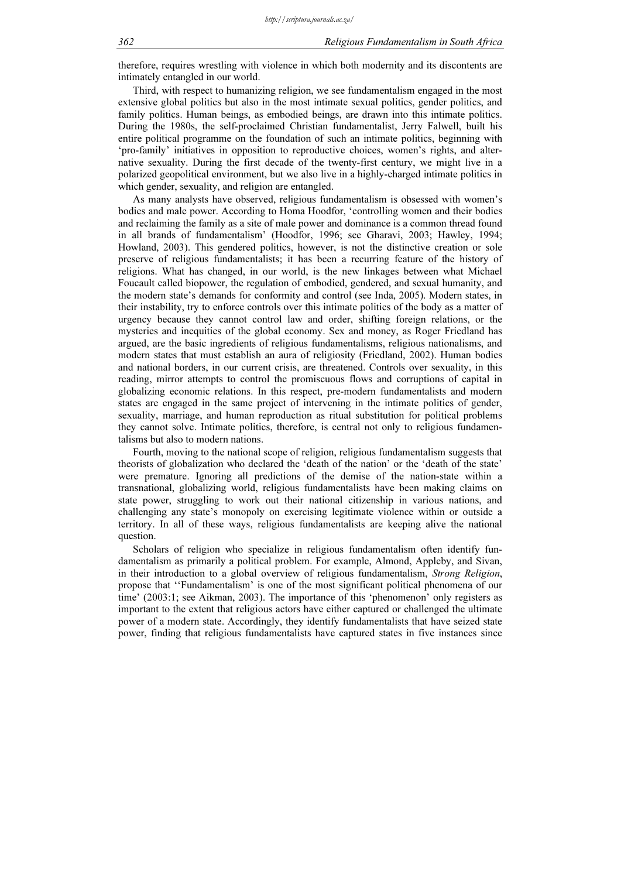therefore, requires wrestling with violence in which both modernity and its discontents are intimately entangled in our world.

Third, with respect to humanizing religion, we see fundamentalism engaged in the most extensive global politics but also in the most intimate sexual politics, gender politics, and family politics. Human beings, as embodied beings, are drawn into this intimate politics. During the 1980s, the self-proclaimed Christian fundamentalist, Jerry Falwell, built his entire political programme on the foundation of such an intimate politics, beginning with 'pro-family' initiatives in opposition to reproductive choices, women's rights, and alternative sexuality. During the first decade of the twenty-first century, we might live in a polarized geopolitical environment, but we also live in a highly-charged intimate politics in which gender, sexuality, and religion are entangled.

As many analysts have observed, religious fundamentalism is obsessed with women's bodies and male power. According to Homa Hoodfor, 'controlling women and their bodies and reclaiming the family as a site of male power and dominance is a common thread found in all brands of fundamentalism' (Hoodfor, 1996; see Gharavi, 2003; Hawley, 1994; Howland, 2003). This gendered politics, however, is not the distinctive creation or sole preserve of religious fundamentalists; it has been a recurring feature of the history of religions. What has changed, in our world, is the new linkages between what Michael Foucault called biopower, the regulation of embodied, gendered, and sexual humanity, and the modern state's demands for conformity and control (see Inda, 2005). Modern states, in their instability, try to enforce controls over this intimate politics of the body as a matter of urgency because they cannot control law and order, shifting foreign relations, or the mysteries and inequities of the global economy. Sex and money, as Roger Friedland has argued, are the basic ingredients of religious fundamentalisms, religious nationalisms, and modern states that must establish an aura of religiosity (Friedland, 2002). Human bodies and national borders, in our current crisis, are threatened. Controls over sexuality, in this reading, mirror attempts to control the promiscuous flows and corruptions of capital in globalizing economic relations. In this respect, pre-modern fundamentalists and modern states are engaged in the same project of intervening in the intimate politics of gender, sexuality, marriage, and human reproduction as ritual substitution for political problems they cannot solve. Intimate politics, therefore, is central not only to religious fundamentalisms but also to modern nations.

Fourth, moving to the national scope of religion, religious fundamentalism suggests that theorists of globalization who declared the 'death of the nation' or the 'death of the state' were premature. Ignoring all predictions of the demise of the nation-state within a transnational, globalizing world, religious fundamentalists have been making claims on state power, struggling to work out their national citizenship in various nations, and challenging any state's monopoly on exercising legitimate violence within or outside a territory. In all of these ways, religious fundamentalists are keeping alive the national question.

Scholars of religion who specialize in religious fundamentalism often identify fundamentalism as primarily a political problem. For example, Almond, Appleby, and Sivan, in their introduction to a global overview of religious fundamentalism, *Strong Religion*, propose that ''Fundamentalism' is one of the most significant political phenomena of our time' (2003:1; see Aikman, 2003). The importance of this 'phenomenon' only registers as important to the extent that religious actors have either captured or challenged the ultimate power of a modern state. Accordingly, they identify fundamentalists that have seized state power, finding that religious fundamentalists have captured states in five instances since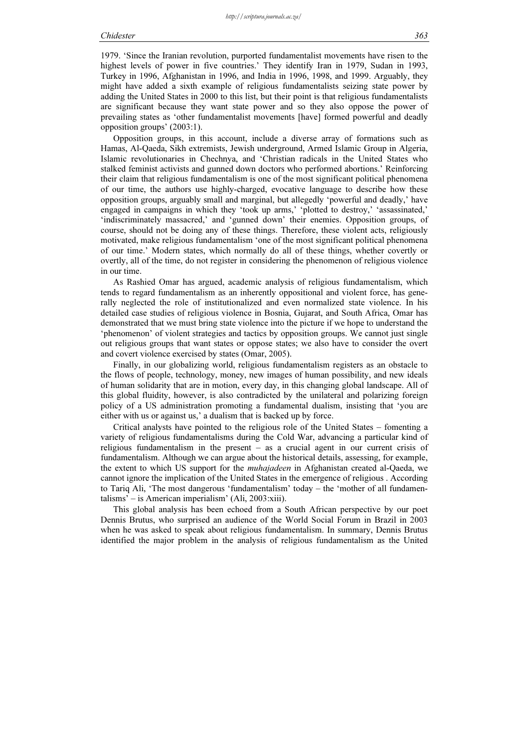1979. 'Since the Iranian revolution, purported fundamentalist movements have risen to the highest levels of power in five countries.' They identify Iran in 1979, Sudan in 1993, Turkey in 1996, Afghanistan in 1996, and India in 1996, 1998, and 1999. Arguably, they might have added a sixth example of religious fundamentalists seizing state power by adding the United States in 2000 to this list, but their point is that religious fundamentalists are significant because they want state power and so they also oppose the power of prevailing states as 'other fundamentalist movements [have] formed powerful and deadly opposition groups' (2003:1).

Opposition groups, in this account, include a diverse array of formations such as Hamas, Al-Qaeda, Sikh extremists, Jewish underground, Armed Islamic Group in Algeria, Islamic revolutionaries in Chechnya, and 'Christian radicals in the United States who stalked feminist activists and gunned down doctors who performed abortions.' Reinforcing their claim that religious fundamentalism is one of the most significant political phenomena of our time, the authors use highly-charged, evocative language to describe how these opposition groups, arguably small and marginal, but allegedly 'powerful and deadly,' have engaged in campaigns in which they 'took up arms,' 'plotted to destroy,' 'assassinated,' 'indiscriminately massacred,' and 'gunned down' their enemies. Opposition groups, of course, should not be doing any of these things. Therefore, these violent acts, religiously motivated, make religious fundamentalism 'one of the most significant political phenomena of our time.' Modern states, which normally do all of these things, whether covertly or overtly, all of the time, do not register in considering the phenomenon of religious violence in our time.

As Rashied Omar has argued, academic analysis of religious fundamentalism, which tends to regard fundamentalism as an inherently oppositional and violent force, has generally neglected the role of institutionalized and even normalized state violence. In his detailed case studies of religious violence in Bosnia, Gujarat, and South Africa, Omar has demonstrated that we must bring state violence into the picture if we hope to understand the 'phenomenon' of violent strategies and tactics by opposition groups. We cannot just single out religious groups that want states or oppose states; we also have to consider the overt and covert violence exercised by states (Omar, 2005).

Finally, in our globalizing world, religious fundamentalism registers as an obstacle to the flows of people, technology, money, new images of human possibility, and new ideals of human solidarity that are in motion, every day, in this changing global landscape. All of this global fluidity, however, is also contradicted by the unilateral and polarizing foreign policy of a US administration promoting a fundamental dualism, insisting that 'you are either with us or against us,' a dualism that is backed up by force.

Critical analysts have pointed to the religious role of the United States – fomenting a variety of religious fundamentalisms during the Cold War, advancing a particular kind of religious fundamentalism in the present – as a crucial agent in our current crisis of fundamentalism. Although we can argue about the historical details, assessing, for example, the extent to which US support for the *muhajadeen* in Afghanistan created al-Qaeda, we cannot ignore the implication of the United States in the emergence of religious . According to Tariq Ali, 'The most dangerous 'fundamentalism' today – the 'mother of all fundamentalisms' – is American imperialism' (Ali, 2003:xiii).

This global analysis has been echoed from a South African perspective by our poet Dennis Brutus, who surprised an audience of the World Social Forum in Brazil in 2003 when he was asked to speak about religious fundamentalism. In summary, Dennis Brutus identified the major problem in the analysis of religious fundamentalism as the United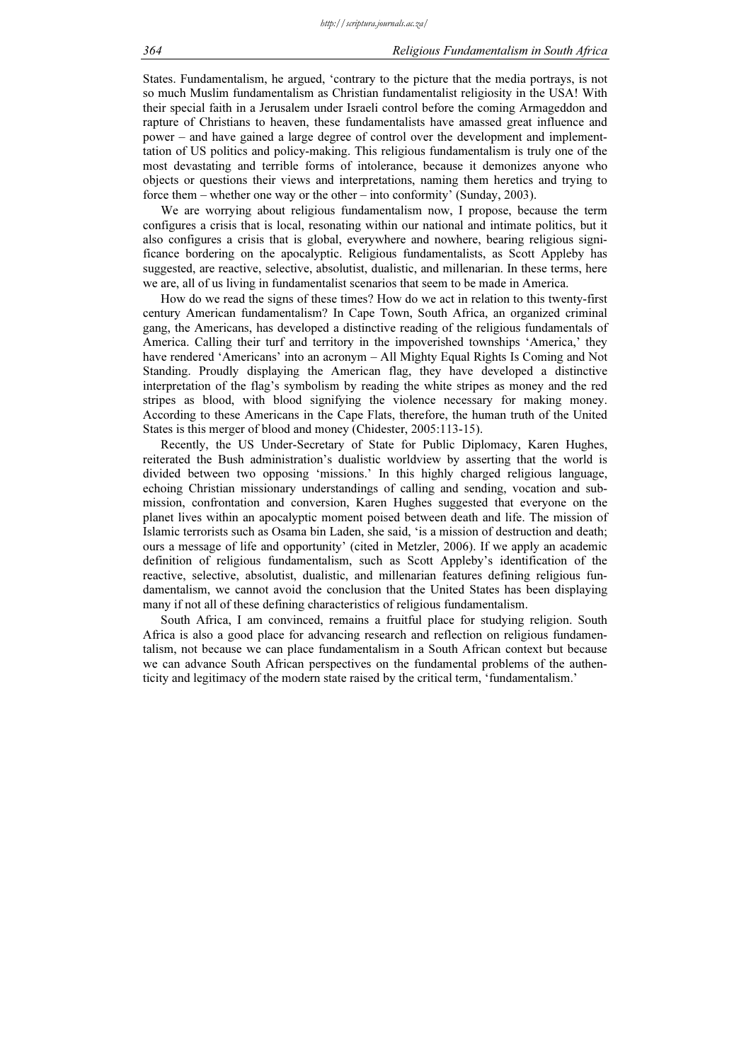States. Fundamentalism, he argued, 'contrary to the picture that the media portrays, is not so much Muslim fundamentalism as Christian fundamentalist religiosity in the USA! With their special faith in a Jerusalem under Israeli control before the coming Armageddon and rapture of Christians to heaven, these fundamentalists have amassed great influence and power – and have gained a large degree of control over the development and implementtation of US politics and policy-making. This religious fundamentalism is truly one of the most devastating and terrible forms of intolerance, because it demonizes anyone who objects or questions their views and interpretations, naming them heretics and trying to force them – whether one way or the other – into conformity' (Sunday, 2003).

We are worrying about religious fundamentalism now, I propose, because the term configures a crisis that is local, resonating within our national and intimate politics, but it also configures a crisis that is global, everywhere and nowhere, bearing religious significance bordering on the apocalyptic. Religious fundamentalists, as Scott Appleby has suggested, are reactive, selective, absolutist, dualistic, and millenarian. In these terms, here we are, all of us living in fundamentalist scenarios that seem to be made in America.

How do we read the signs of these times? How do we act in relation to this twenty-first century American fundamentalism? In Cape Town, South Africa, an organized criminal gang, the Americans, has developed a distinctive reading of the religious fundamentals of America. Calling their turf and territory in the impoverished townships 'America,' they have rendered 'Americans' into an acronym – All Mighty Equal Rights Is Coming and Not Standing. Proudly displaying the American flag, they have developed a distinctive interpretation of the flag's symbolism by reading the white stripes as money and the red stripes as blood, with blood signifying the violence necessary for making money. According to these Americans in the Cape Flats, therefore, the human truth of the United States is this merger of blood and money (Chidester, 2005:113-15).

Recently, the US Under-Secretary of State for Public Diplomacy, Karen Hughes, reiterated the Bush administration's dualistic worldview by asserting that the world is divided between two opposing 'missions.' In this highly charged religious language, echoing Christian missionary understandings of calling and sending, vocation and submission, confrontation and conversion, Karen Hughes suggested that everyone on the planet lives within an apocalyptic moment poised between death and life. The mission of Islamic terrorists such as Osama bin Laden, she said, 'is a mission of destruction and death; ours a message of life and opportunity' (cited in Metzler, 2006). If we apply an academic definition of religious fundamentalism, such as Scott Appleby's identification of the reactive, selective, absolutist, dualistic, and millenarian features defining religious fundamentalism, we cannot avoid the conclusion that the United States has been displaying many if not all of these defining characteristics of religious fundamentalism.

South Africa, I am convinced, remains a fruitful place for studying religion. South Africa is also a good place for advancing research and reflection on religious fundamentalism, not because we can place fundamentalism in a South African context but because we can advance South African perspectives on the fundamental problems of the authenticity and legitimacy of the modern state raised by the critical term, 'fundamentalism.'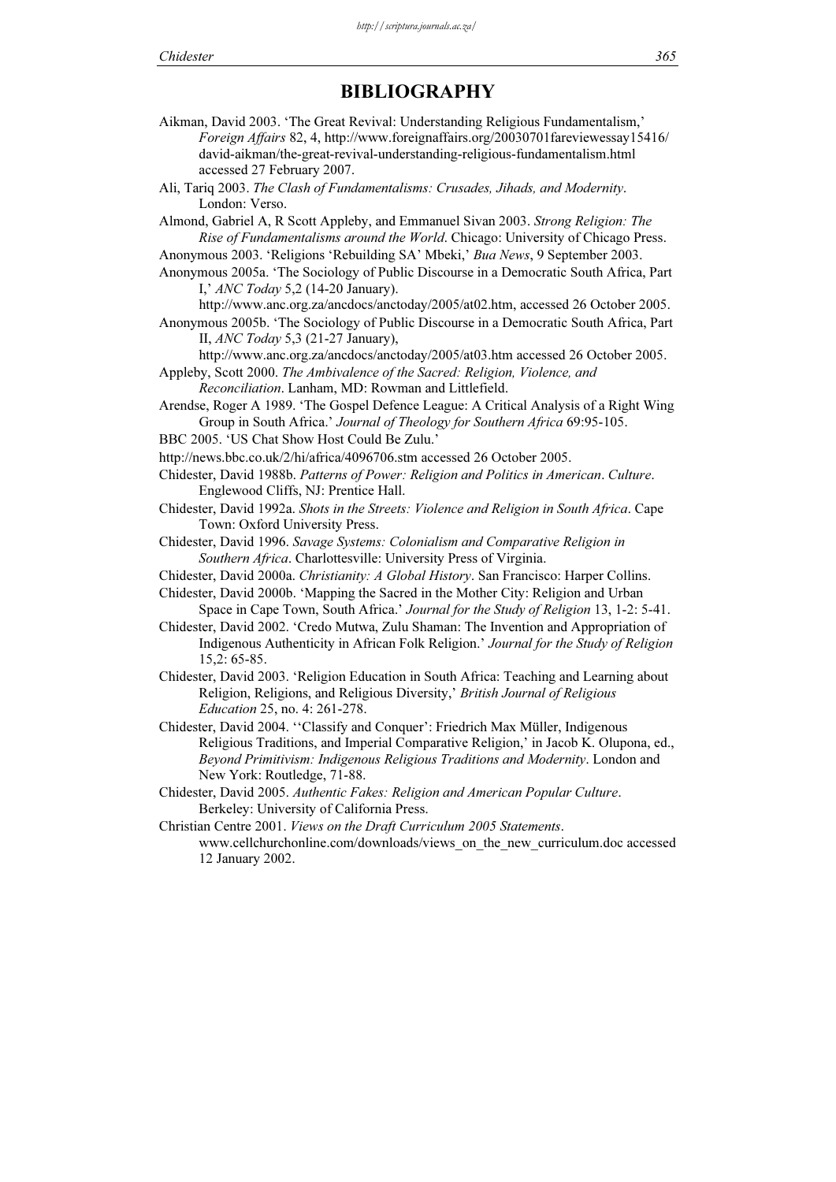# BIBLIOGRAPHY

Aikman, David 2003. 'The Great Revival: Understanding Religious Fundamentalism,' *Foreign Affairs* 82, 4, http://www.foreignaffairs.org/20030701fareviewessay15416/david-aikman/the-great-revival-understanding-religious-fundamentalism.html accessed 27 February 2007.

Ali, Tariq 2003. *The Clash of Fundamentalisms: Crusades, Jihads, and Modernity*. London: Verso.

Almond, Gabriel A, R Scott Appleby, and Emmanuel Sivan 2003. *Strong Religion: The Rise of Fundamentalisms around the World*. Chicago: University of Chicago Press.

Anonymous 2003. 'Religions 'Rebuilding SA' Mbeki,' *Bua News*, 9 September 2003.

Anonymous 2005a. 'The Sociology of Public Discourse in a Democratic South Africa, Part I,' *ANC Today* 5,2 (14-20 January). http://www.anc.org.za/ancdocs/anctoday/2005/at02.htm, accessed 26 October 2005.

Anonymous 2005b. 'The Sociology of Public Discourse in a Democratic South Africa, Part II, *ANC Today* 5,3 (21-27 January), http://www.anc.org.za/ancdocs/anctoday/2005/at03.htm accessed 26 October 2005.

Appleby, Scott 2000. *The Ambivalence of the Sacred: Religion, Violence, and Reconciliation*. Lanham, MD: Rowman and Littlefield.

Arendse, Roger A 1989. 'The Gospel Defence League: A Critical Analysis of a Right Wing Group in South Africa.' *Journal of Theology for Southern Africa* 69:95-105.

BBC 2005. 'US Chat Show Host Could Be Zulu.'
http://news.bbc.co.uk/2/hi/africa/4096706.stm accessed 26 October 2005.

Chidester, David 1988b. *Patterns of Power: Religion and Politics in American. Culture*. Englewood Cliffs, NJ: Prentice Hall.

Chidester, David 1992a. *Shots in the Streets: Violence and Religion in South Africa*. Cape Town: Oxford University Press.

Chidester, David 1996. *Savage Systems: Colonialism and Comparative Religion in Southern Africa*. Charlottesville: University Press of Virginia.

Chidester, David 2000a. *Christianity: A Global History*. San Francisco: Harper Collins.

Chidester, David 2000b. 'Mapping the Sacred in the Mother City: Religion and Urban Space in Cape Town, South Africa.' *Journal for the Study of Religion* 13, 1-2: 5-41.

Chidester, David 2002. 'Credo Mutwa, Zulu Shaman: The Invention and Appropriation of Indigenous Authenticity in African Folk Religion.' *Journal for the Study of Religion* 15,2: 65-85.

Chidester, David 2003. 'Religion Education in South Africa: Teaching and Learning about Religion, Religions, and Religious Diversity,' *British Journal of Religious Education* 25, no. 4: 261-278.

Chidester, David 2004. ''Classify and Conquer': Friedrich Max Müller, Indigenous Religious Traditions, and Imperial Comparative Religion,' in Jacob K. Olupona, ed., *Beyond Primitivism: Indigenous Religious Traditions and Modernity*. London and New York: Routledge, 71-88.

Chidester, David 2005. *Authentic Fakes: Religion and American Popular Culture*. Berkeley: University of California Press.

Christian Centre 2001. *Views on the Draft Curriculum 2005 Statements*. www.cellchurchonline.com/downloads/views_on_the_new_curriculum.doc accessed 12 January 2002.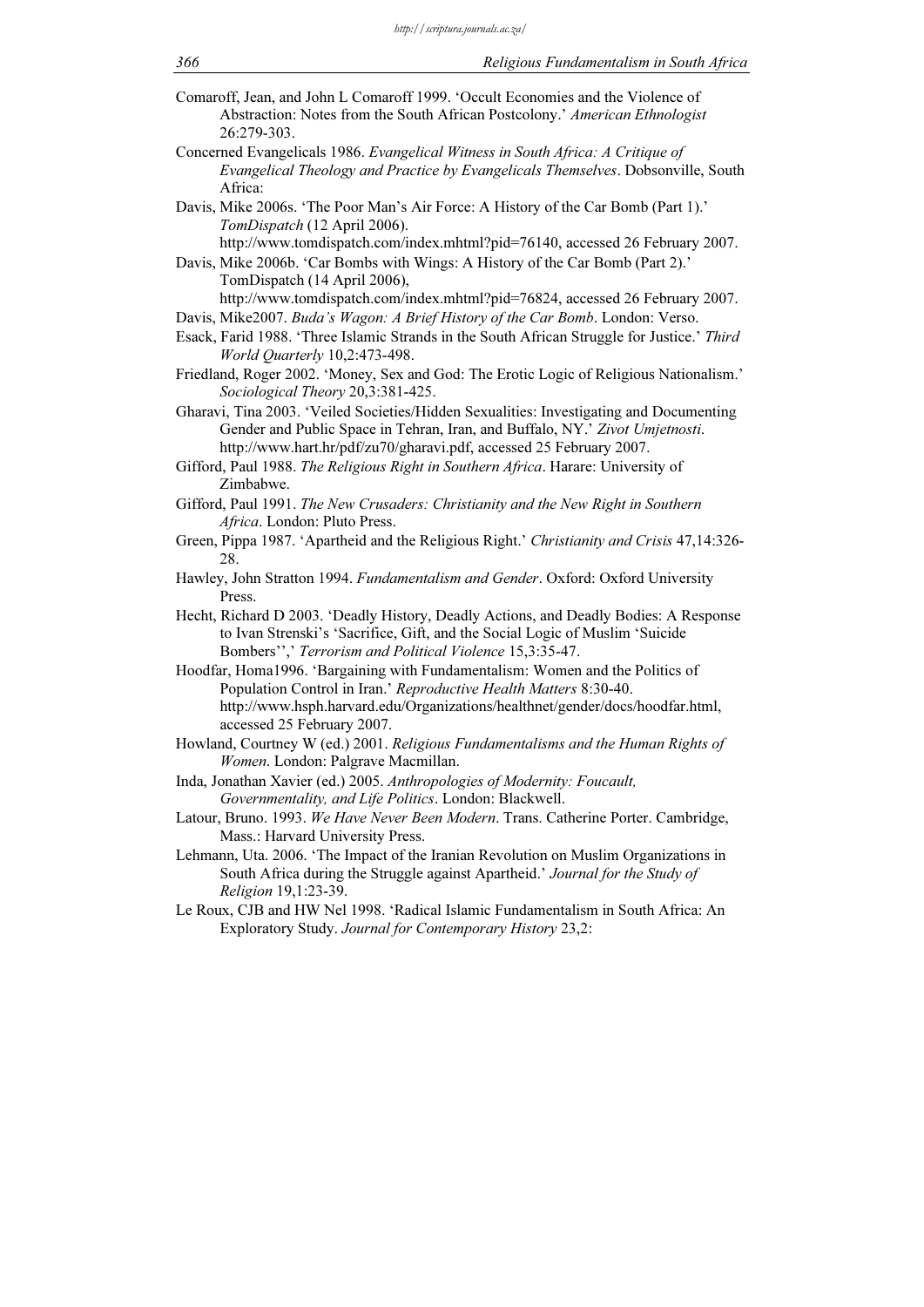Comaroff, Jean, and John L Comaroff 1999. 'Occult Economies and the Violence of Abstraction: Notes from the South African Postcolony.' *American Ethnologist* 26:279-303.

Concerned Evangelicals 1986. *Evangelical Witness in South Africa: A Critique of Evangelical Theology and Practice by Evangelicals Themselves*. Dobsonville, South Africa:

Davis, Mike 2006s. 'The Poor Man's Air Force: A History of the Car Bomb (Part 1).' *TomDispatch* (12 April 2006). http://www.tomdispatch.com/index.mhtml?pid=76140, accessed 26 February 2007.

Davis, Mike 2006b. 'Car Bombs with Wings: A History of the Car Bomb (Part 2).' TomDispatch (14 April 2006), http://www.tomdispatch.com/index.mhtml?pid=76824, accessed 26 February 2007.

Davis, Mike2007. *Buda's Wagon: A Brief History of the Car Bomb*. London: Verso.

Esack, Farid 1988. 'Three Islamic Strands in the South African Struggle for Justice.' *Third World Quarterly* 10,2:473-498.

Friedland, Roger 2002. 'Money, Sex and God: The Erotic Logic of Religious Nationalism.' *Sociological Theory* 20,3:381-425.

Gharavi, Tina 2003. 'Veiled Societies/Hidden Sexualities: Investigating and Documenting Gender and Public Space in Tehran, Iran, and Buffalo, NY.' *Zivot Umjetnosti*. http://www.hart.hr/pdf/zu70/gharavi.pdf, accessed 25 February 2007.

Gifford, Paul 1988. *The Religious Right in Southern Africa*. Harare: University of Zimbabwe.

Gifford, Paul 1991. *The New Crusaders: Christianity and the New Right in Southern Africa*. London: Pluto Press.

Green, Pippa 1987. 'Apartheid and the Religious Right.' *Christianity and Crisis* 47,14:326-28.

Hawley, John Stratton 1994. *Fundamentalism and Gender*. Oxford: Oxford University Press.

Hecht, Richard D 2003. 'Deadly History, Deadly Actions, and Deadly Bodies: A Response to Ivan Strenski's 'Sacrifice, Gift, and the Social Logic of Muslim 'Suicide Bombers'',' *Terrorism and Political Violence* 15,3:35-47.

Hoodfar, Homa1996. 'Bargaining with Fundamentalism: Women and the Politics of Population Control in Iran.' *Reproductive Health Matters* 8:30-40. http://www.hsph.harvard.edu/Organizations/healthnet/gender/docs/hoodfar.html, accessed 25 February 2007.

Howland, Courtney W (ed.) 2001. *Religious Fundamentalisms and the Human Rights of Women*. London: Palgrave Macmillan.

Inda, Jonathan Xavier (ed.) 2005. *Anthropologies of Modernity: Foucault, Governmentality, and Life Politics*. London: Blackwell.

Latour, Bruno. 1993. *We Have Never Been Modern*. Trans. Catherine Porter. Cambridge, Mass.: Harvard University Press.

Lehmann, Uta. 2006. 'The Impact of the Iranian Revolution on Muslim Organizations in South Africa during the Struggle against Apartheid.' *Journal for the Study of Religion* 19,1:23-39.

Le Roux, CJB and HW Nel 1998. 'Radical Islamic Fundamentalism in South Africa: An Exploratory Study. *Journal for Contemporary History* 23,2: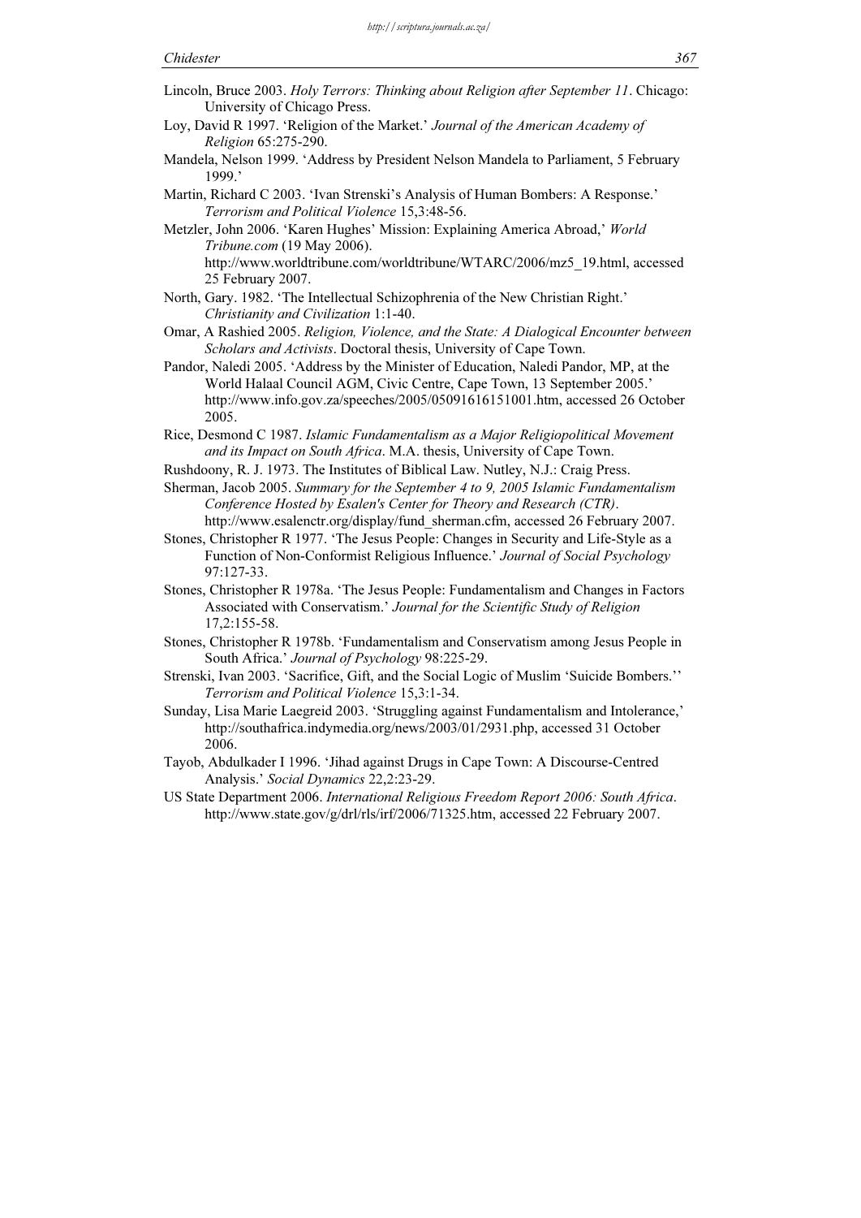Lincoln, Bruce 2003. *Holy Terrors: Thinking about Religion after September 11*. Chicago: University of Chicago Press.

Loy, David R 1997. 'Religion of the Market.' *Journal of the American Academy of Religion* 65:275-290.

Mandela, Nelson 1999. 'Address by President Nelson Mandela to Parliament, 5 February 1999.'

Martin, Richard C 2003. 'Ivan Strenski's Analysis of Human Bombers: A Response.' *Terrorism and Political Violence* 15,3:48-56.

Metzler, John 2006. 'Karen Hughes' Mission: Explaining America Abroad,' *World Tribune.com* (19 May 2006). http://www.worldtribune.com/worldtribune/WTARC/2006/mz5_19.html, accessed 25 February 2007.

North, Gary. 1982. 'The Intellectual Schizophrenia of the New Christian Right.' *Christianity and Civilization* 1:1-40.

Omar, A Rashied 2005. *Religion, Violence, and the State: A Dialogical Encounter between Scholars and Activists*. Doctoral thesis, University of Cape Town.

Pandor, Naledi 2005. 'Address by the Minister of Education, Naledi Pandor, MP, at the World Halaal Council AGM, Civic Centre, Cape Town, 13 September 2005.' http://www.info.gov.za/speeches/2005/05091616151001.htm, accessed 26 October 2005.

Rice, Desmond C 1987. *Islamic Fundamentalism as a Major Religiopolitical Movement and its Impact on South Africa*. M.A. thesis, University of Cape Town.

Rushdoony, R. J. 1973. The Institutes of Biblical Law. Nutley, N.J.: Craig Press.

Sherman, Jacob 2005. *Summary for the September 4 to 9, 2005 Islamic Fundamentalism Conference Hosted by Esalen's Center for Theory and Research (CTR)*. http://www.esalenctr.org/display/fund_sherman.cfm, accessed 26 February 2007.

Stones, Christopher R 1977. 'The Jesus People: Changes in Security and Life-Style as a Function of Non-Conformist Religious Influence.' *Journal of Social Psychology* 97:127-33.

Stones, Christopher R 1978a. 'The Jesus People: Fundamentalism and Changes in Factors Associated with Conservatism.' *Journal for the Scientific Study of Religion* 17,2:155-58.

Stones, Christopher R 1978b. 'Fundamentalism and Conservatism among Jesus People in South Africa.' *Journal of Psychology* 98:225-29.

Strenski, Ivan 2003. 'Sacrifice, Gift, and the Social Logic of Muslim 'Suicide Bombers.'' *Terrorism and Political Violence* 15,3:1-34.

Sunday, Lisa Marie Laegreid 2003. 'Struggling against Fundamentalism and Intolerance,' http://southafrica.indymedia.org/news/2003/01/2931.php, accessed 31 October 2006.

Tayob, Abdulkader I 1996. 'Jihad against Drugs in Cape Town: A Discourse-Centred Analysis.' *Social Dynamics* 22,2:23-29.

US State Department 2006. *International Religious Freedom Report 2006: South Africa*. http://www.state.gov/g/drl/rls/irf/2006/71325.htm, accessed 22 February 2007.